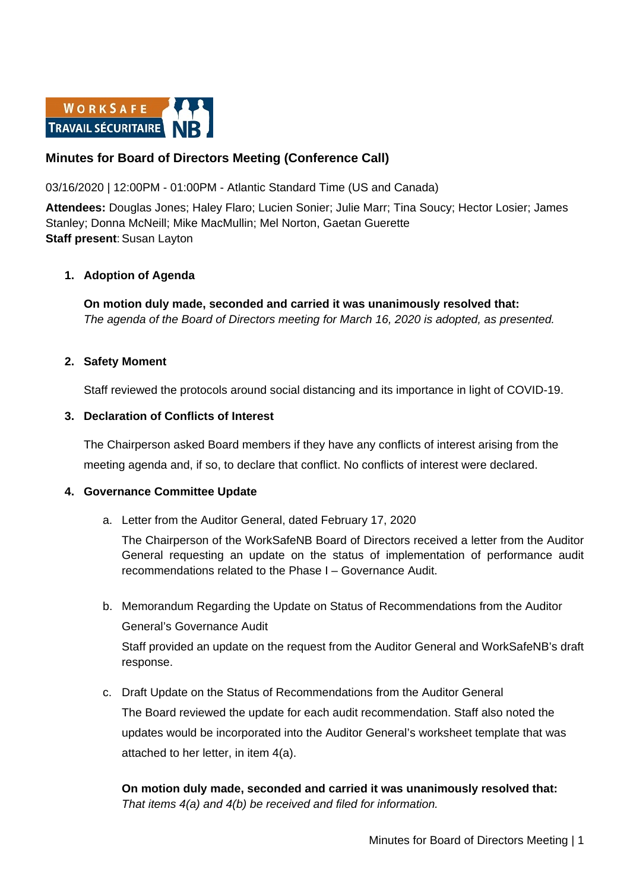## Minutes for Board of Directors Meeting (Conference Call)

03/16/2020 | 12:00PM - 01:00PM - Atlantic Standard Time (US and Canada)

**Attendees:** Douglas Jones; Haley Flaro; Lucien Sonier; Julie Marr; Tina Soucy; Hector Losier; James Stanley; Donna McNeill; Mike MacMullin; Mel Norton, Gaetan Guerette
**Staff present**: Susan Layton

1. **Adoption of Agenda**

   **On motion duly made, seconded and carried it was unanimously resolved that:**
   *The agenda of the Board of Directors meeting for March 16, 2020 is adopted, as presented.*

2. **Safety Moment**

   Staff reviewed the protocols around social distancing and its importance in light of COVID-19.

3. **Declaration of Conflicts of Interest**

   The Chairperson asked Board members if they have any conflicts of interest arising from the meeting agenda and, if so, to declare that conflict. No conflicts of interest were declared.

4. **Governance Committee Update**

   a. Letter from the Auditor General, dated February 17, 2020

      The Chairperson of the WorkSafeNB Board of Directors received a letter from the Auditor General requesting an update on the status of implementation of performance audit recommendations related to the Phase I – Governance Audit.

   b. Memorandum Regarding the Update on Status of Recommendations from the Auditor General's Governance Audit

      Staff provided an update on the request from the Auditor General and WorkSafeNB's draft response.

   c. Draft Update on the Status of Recommendations from the Auditor General

      The Board reviewed the update for each audit recommendation. Staff also noted the updates would be incorporated into the Auditor General's worksheet template that was attached to her letter, in item 4(a).

      **On motion duly made, seconded and carried it was unanimously resolved that:**
      *That items 4(a) and 4(b) be received and filed for information.*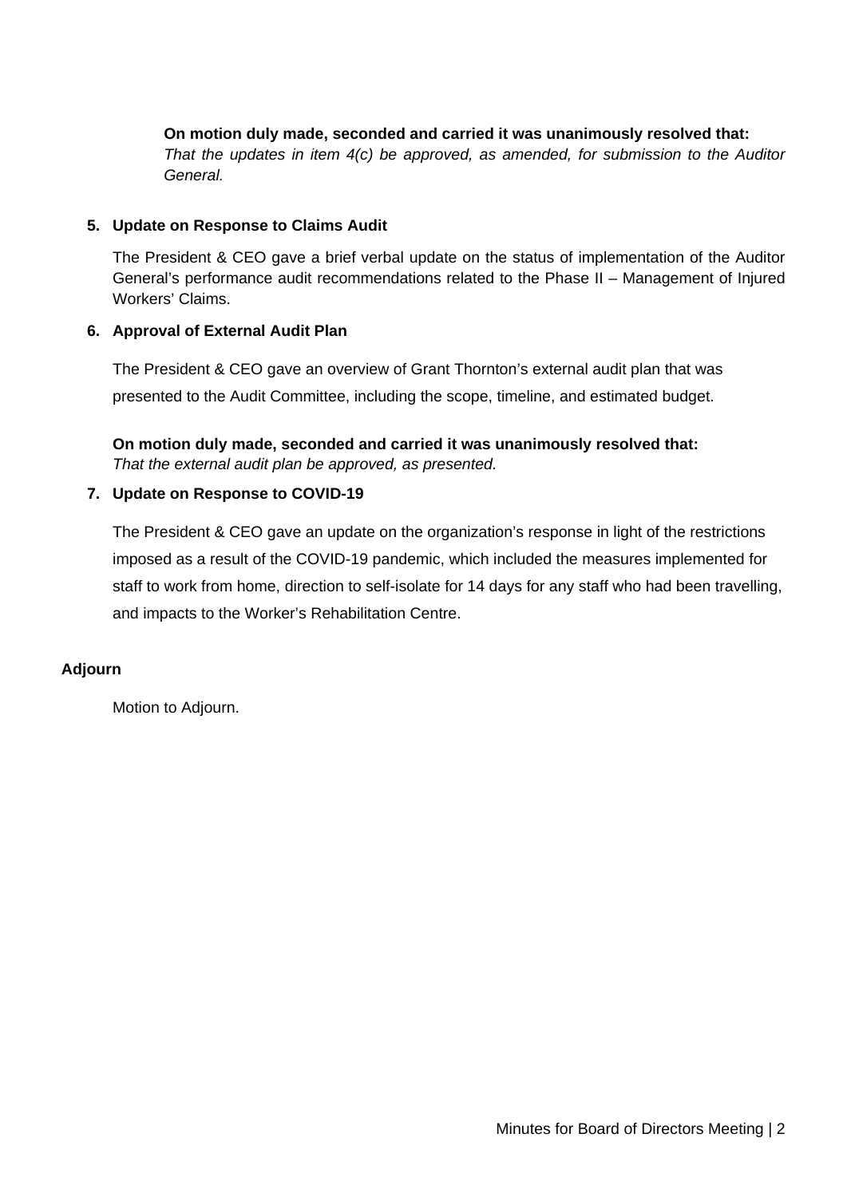**On motion duly made, seconded and carried it was unanimously resolved that:**
*That the updates in item 4(c) be approved, as amended, for submission to the Auditor General.*

5. **Update on Response to Claims Audit**

   The President & CEO gave a brief verbal update on the status of implementation of the Auditor General's performance audit recommendations related to the Phase II – Management of Injured Workers' Claims.

6. **Approval of External Audit Plan**

   The President & CEO gave an overview of Grant Thornton's external audit plan that was presented to the Audit Committee, including the scope, timeline, and estimated budget.

   **On motion duly made, seconded and carried it was unanimously resolved that:**
   *That the external audit plan be approved, as presented.*

7. **Update on Response to COVID-19**

   The President & CEO gave an update on the organization's response in light of the restrictions imposed as a result of the COVID-19 pandemic, which included the measures implemented for staff to work from home, direction to self-isolate for 14 days for any staff who had been travelling, and impacts to the Worker's Rehabilitation Centre.

**Adjourn**

Motion to Adjourn.